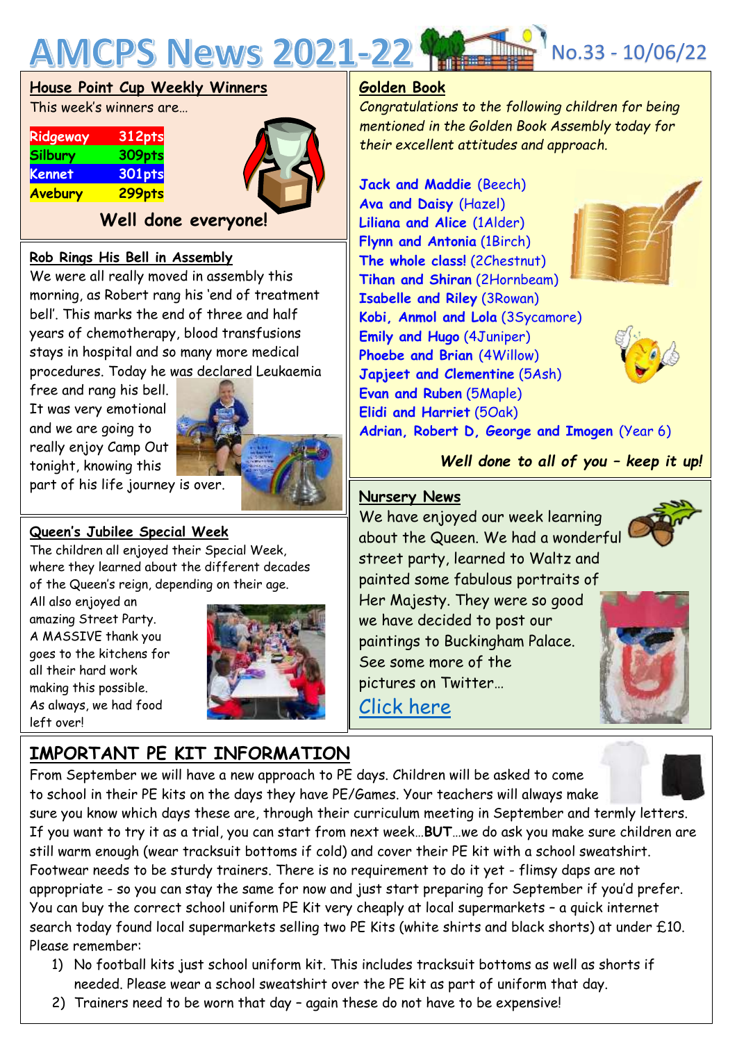# AMCPS News 2021-22

No.33 - 10/06/22

## House Point Cup Weekly Winners

This week's winners are…

| | |
|---|---|
| Ridgeway | 312pts |
| Silbury | 309pts |
| Kennet | 301pts |
| Avebury | 299pts |

**Well done everyone!**

## Rob Rings His Bell in Assembly

We were all really moved in assembly this morning, as Robert rang his 'end of treatment bell'. This marks the end of three and half years of chemotherapy, blood transfusions stays in hospital and so many more medical procedures. Today he was declared Leukaemia free and rang his bell. It was very emotional and we are going to really enjoy Camp Out tonight, knowing this part of his life journey is over.

## Queen's Jubilee Special Week

The children all enjoyed their Special Week, where they learned about the different decades of the Queen's reign, depending on their age. All also enjoyed an amazing Street Party. A MASSIVE thank you goes to the kitchens for all their hard work making this possible. As always, we had food left over!

## Golden Book

*Congratulations to the following children for being mentioned in the Golden Book Assembly today for their excellent attitudes and approach.*

**Jack and Maddie** (Beech)
**Ava and Daisy** (Hazel)
**Liliana and Alice** (1Alder)
**Flynn and Antonia** (1Birch)
**The whole class!** (2Chestnut)
**Tihan and Shiran** (2Hornbeam)
**Isabelle and Riley** (3Rowan)
**Kobi, Anmol and Lola** (3Sycamore)
**Emily and Hugo** (4Juniper)
**Phoebe and Brian** (4Willow)
**Japjeet and Clementine** (5Ash)
**Evan and Ruben** (5Maple)
**Elidi and Harriet** (5Oak)
**Adrian, Robert D, George and Imogen** (Year 6)

***Well done to all of you – keep it up!***

## Nursery News

We have enjoyed our week learning about the Queen. We had a wonderful street party, learned to Waltz and painted some fabulous portraits of Her Majesty. They were so good we have decided to post our paintings to Buckingham Palace. See some more of the pictures on Twitter…

Click here

## IMPORTANT PE KIT INFORMATION

From September we will have a new approach to PE days. Children will be asked to come to school in their PE kits on the days they have PE/Games. Your teachers will always make sure you know which days these are, through their curriculum meeting in September and termly letters. If you want to try it as a trial, you can start from next week…**BUT**…we do ask you make sure children are still warm enough (wear tracksuit bottoms if cold) and cover their PE kit with a school sweatshirt. Footwear needs to be sturdy trainers. There is no requirement to do it yet - flimsy daps are not appropriate - so you can stay the same for now and just start preparing for September if you'd prefer. You can buy the correct school uniform PE Kit very cheaply at local supermarkets – a quick internet search today found local supermarkets selling two PE Kits (white shirts and black shorts) at under £10. Please remember:

1) No football kits just school uniform kit. This includes tracksuit bottoms as well as shorts if needed. Please wear a school sweatshirt over the PE kit as part of uniform that day.
2) Trainers need to be worn that day – again these do not have to be expensive!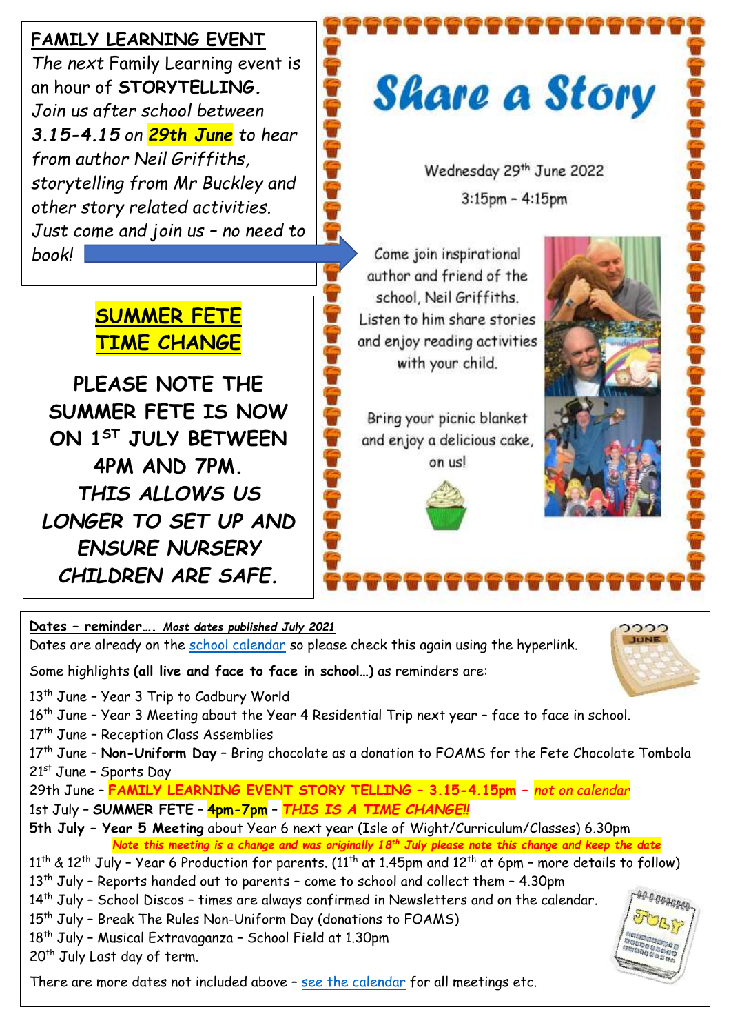## FAMILY LEARNING EVENT

*The next* Family Learning event is an hour of **STORYTELLING.** *Join us after school between* ***3.15-4.15*** *on* ***29th June*** *to hear from author Neil Griffiths, storytelling from Mr Buckley and other story related activities. Just come and join us – no need to book!*

# Share a Story

Wednesday 29th June 2022

3:15pm – 4:15pm

Come join inspirational author and friend of the school, Neil Griffiths. Listen to him share stories and enjoy reading activities with your child.

Bring your picnic blanket and enjoy a delicious cake, on us!

## SUMMER FETE TIME CHANGE

**PLEASE NOTE THE SUMMER FETE IS NOW ON 1ST JULY BETWEEN 4PM AND 7PM.**

***THIS ALLOWS US LONGER TO SET UP AND ENSURE NURSERY CHILDREN ARE SAFE.***

**Dates – reminder….** ***Most dates published July 2021***

Dates are already on the school calendar so please check this again using the hyperlink.

Some highlights **(all live and face to face in school…)** as reminders are:

13th June – Year 3 Trip to Cadbury World

16th June – Year 3 Meeting about the Year 4 Residential Trip next year – face to face in school.

17th June – Reception Class Assemblies

17th June – **Non-Uniform Day** – Bring chocolate as a donation to FOAMS for the Fete Chocolate Tombola

21st June – Sports Day

29th June – **FAMILY LEARNING EVENT STORY TELLING – 3.15-4.15pm** – *not on calendar*

1st July – **SUMMER FETE** – **4pm-7pm** – ***THIS IS A TIME CHANGE!!***

**5th July – Year 5 Meeting** about Year 6 next year (Isle of Wight/Curriculum/Classes) 6.30pm

***Note this meeting is a change and was originally 18th July please note this change and keep the date***

11th & 12th July – Year 6 Production for parents. (11th at 1.45pm and 12th at 6pm – more details to follow)

13th July – Reports handed out to parents – come to school and collect them – 4.30pm

14th July – School Discos – times are always confirmed in Newsletters and on the calendar.

15th July – Break The Rules Non-Uniform Day (donations to FOAMS)

18th July – Musical Extravaganza – School Field at 1.30pm

20th July Last day of term.

There are more dates not included above – see the calendar for all meetings etc.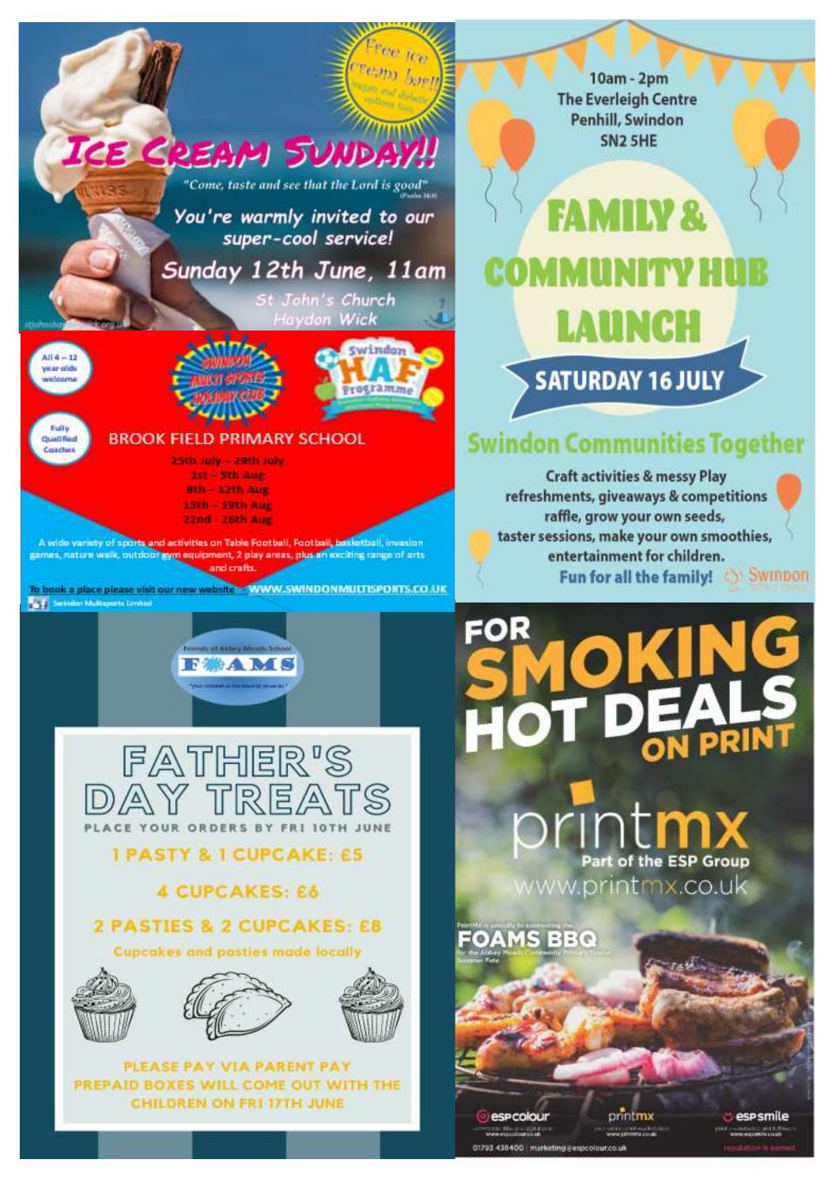Free ice cream bar!! vegan and diabetic options too

# ICE CREAM SUNDAY!!

"Come, taste and see that the Lord is good" (Psalm 34:8)

You're warmly invited to our super-cool service!

Sunday 12th June, 11am

St John's Church Haydon Wick

stjohnshaydonwick.org.uk

10am - 2pm
The Everleigh Centre
Penhill, Swindon
SN2 5HE

# FAMILY & COMMUNITY HUB LAUNCH

## SATURDAY 16 JULY

## Swindon Communities Together

Craft activities & messy Play
refreshments, giveaways & competitions
raffle, grow your own seeds,
taster sessions, make your own smoothies,
entertainment for children.

**Fun for all the family!**

Swindon

All 4 – 12 year olds welcome

Fully Qualified Coaches

Swindon Multi Sports Holiday Club

Swindon HAF Programme

## BROOK FIELD PRIMARY SCHOOL

25th July – 29th July
1st – 5th Aug
8th – 12th Aug
15th – 19th Aug
22nd - 26th Aug

A wide variety of sports and activities on Table Football, Football, basketball, invasion games, nature walk, outdoor gym equipment, 2 play areas, plus an exciting range of arts and crafts.

To book a place please visit our new website – WWW.SWINDONMULTISPORTS.CO.UK

Swindon Multisports Limited

Friends of Abbey Meads School
FOAMS

# FATHER'S DAY TREATS

PLACE YOUR ORDERS BY FRI 10TH JUNE

1 PASTY & 1 CUPCAKE: £5

4 CUPCAKES: £6

2 PASTIES & 2 CUPCAKES: £8

Cupcakes and pasties made locally

PLEASE PAY VIA PARENT PAY
PREPAID BOXES WILL COME OUT WITH THE CHILDREN ON FRI 17TH JUNE

# FOR SMOKING HOT DEALS ON PRINT

printmx
Part of the ESP Group
www.printmx.co.uk

PrintMX is proudly sponsoring the

## FOAMS BBQ

for the Abbey Meads Community Primary School Summer Fete

espcolour | printmx | espsmile

01793 438400 | marketing@espcolour.co.uk